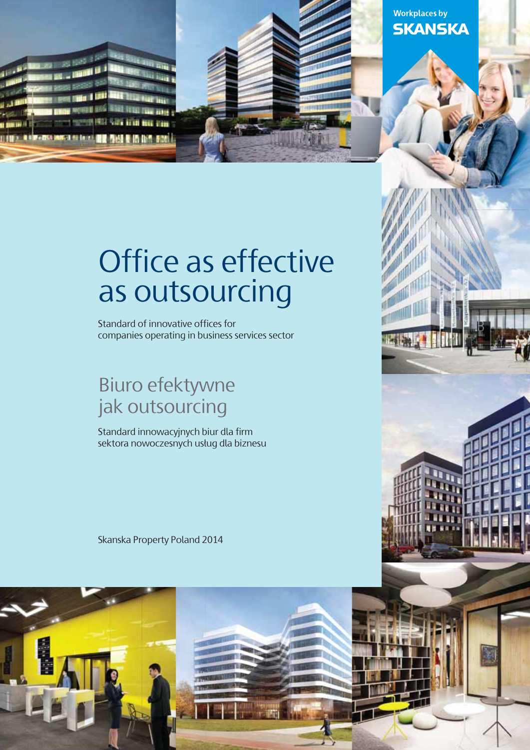Workplaces by
SKANSKA

# Office as effective as outsourcing

Standard of innovative offices for
companies operating in business services sector

## Biuro efektywne jak outsourcing

Standard innowacyjnych biur dla firm
sektora nowoczesnych usług dla biznesu

Skanska Property Poland 2014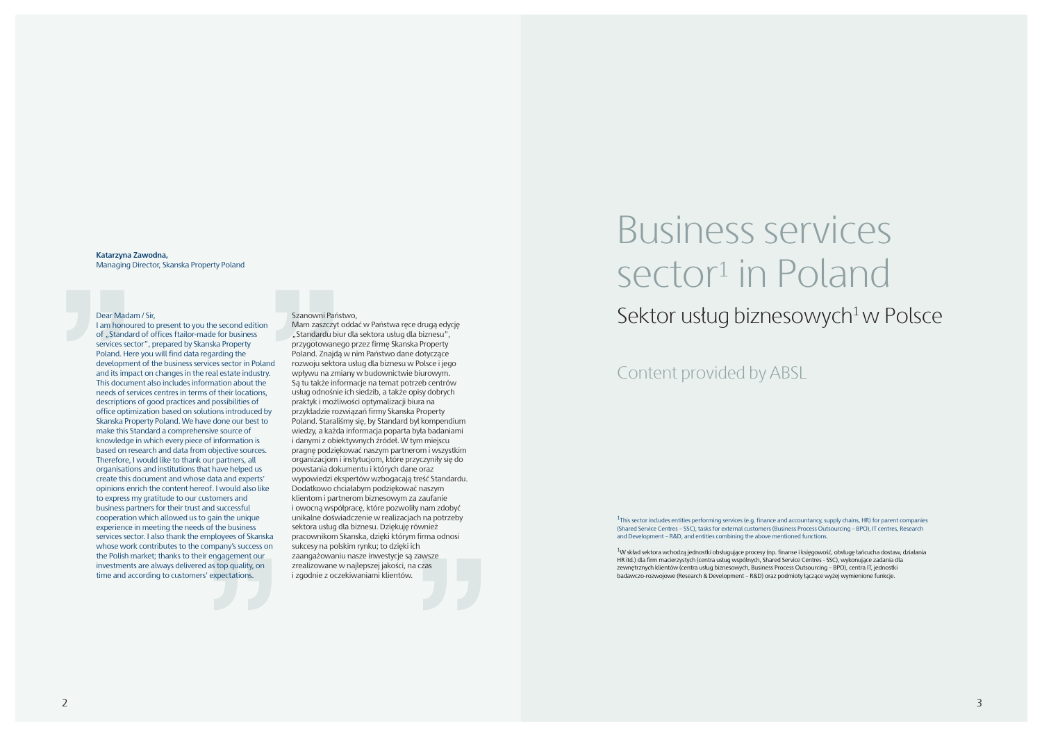**Katarzyna Zawodna,**
Managing Director, Skanska Property Poland

Dear Madam / Sir,
I am honoured to present to you the second edition of „Standard of offices ftailor-made for business services sector", prepared by Skanska Property Poland. Here you will find data regarding the development of the business services sector in Poland and its impact on changes in the real estate industry. This document also includes information about the needs of services centres in terms of their locations, descriptions of good practices and possibilities of office optimization based on solutions introduced by Skanska Property Poland. We have done our best to make this Standard a comprehensive source of knowledge in which every piece of information is based on research and data from objective sources. Therefore, I would like to thank our partners, all organisations and institutions that have helped us create this document and whose data and experts' opinions enrich the content hereof. I would also like to express my gratitude to our customers and business partners for their trust and successful cooperation which allowed us to gain the unique experience in meeting the needs of the business services sector. I also thank the employees of Skanska whose work contributes to the company's success on the Polish market; thanks to their engagement our investments are always delivered as top quality, on time and according to customers' expectations.

Szanowni Państwo,
Mam zaszczyt oddać w Państwa ręce drugą edycję „Standardu biur dla sektora usług dla biznesu", przygotowanego przez firmę Skanska Property Poland. Znajdą w nim Państwo dane dotyczące rozwoju sektora usług dla biznesu w Polsce i jego wpływu na zmiany w budownictwie biurowym. Są tu także informacje na temat potrzeb centrów usług odnośnie ich siedzib, a także opisy dobrych praktyk i możliwości optymalizacji biura na przykładzie rozwiązań firmy Skanska Property Poland. Staraliśmy się, by Standard był kompendium wiedzy, a każda informacja poparta była badaniami i danymi z obiektywnych źródeł. W tym miejscu pragnę podziękować naszym partnerom i wszystkim organizacjom i instytucjom, które przyczyniły się do powstania dokumentu i których dane oraz wypowiedzi ekspertów wzbogacają treść Standardu. Dodatkowo chciałabym podziękować naszym klientom i partnerom biznesowym za zaufanie i owocną współpracę, które pozwoliły nam zdobyć unikalne doświadczenie w realizacjach na potrzeby sektora usług dla biznesu. Dziękuję również pracownikom Skanska, dzięki którym firma odnosi sukcesy na polskim rynku; to dzięki ich zaangażowaniu nasze inwestycje są zawsze zrealizowane w najlepszej jakości, na czas i zgodnie z oczekiwaniami klientów.

# Business services sector[1] in Poland

## Sektor usług biznesowych[1] w Polsce

### Content provided by ABSL

[1] This sector includes entities performing services (e.g. finance and accountancy, supply chains, HR) for parent companies (Shared Service Centres – SSC), tasks for external customers (Business Process Outsourcing – BPO), IT centres, Research and Development – R&D, and entities combining the above mentioned functions.

[1] W skład sektora wchodzą jednostki obsługujące procesy (np. finanse i księgowość, obsługę łańcucha dostaw, działania HR itd.) dla firm macierzystych (centra usług wspólnych, Shared Service Centres - SSC), wykonujące zadania dla zewnętrznych klientów (centra usług biznesowych, Business Process Outsourcing – BPO), centra IT, jednostki badawczo-rozwojowe (Research & Development – R&D) oraz podmioty łączące wyżej wymienione funkcje.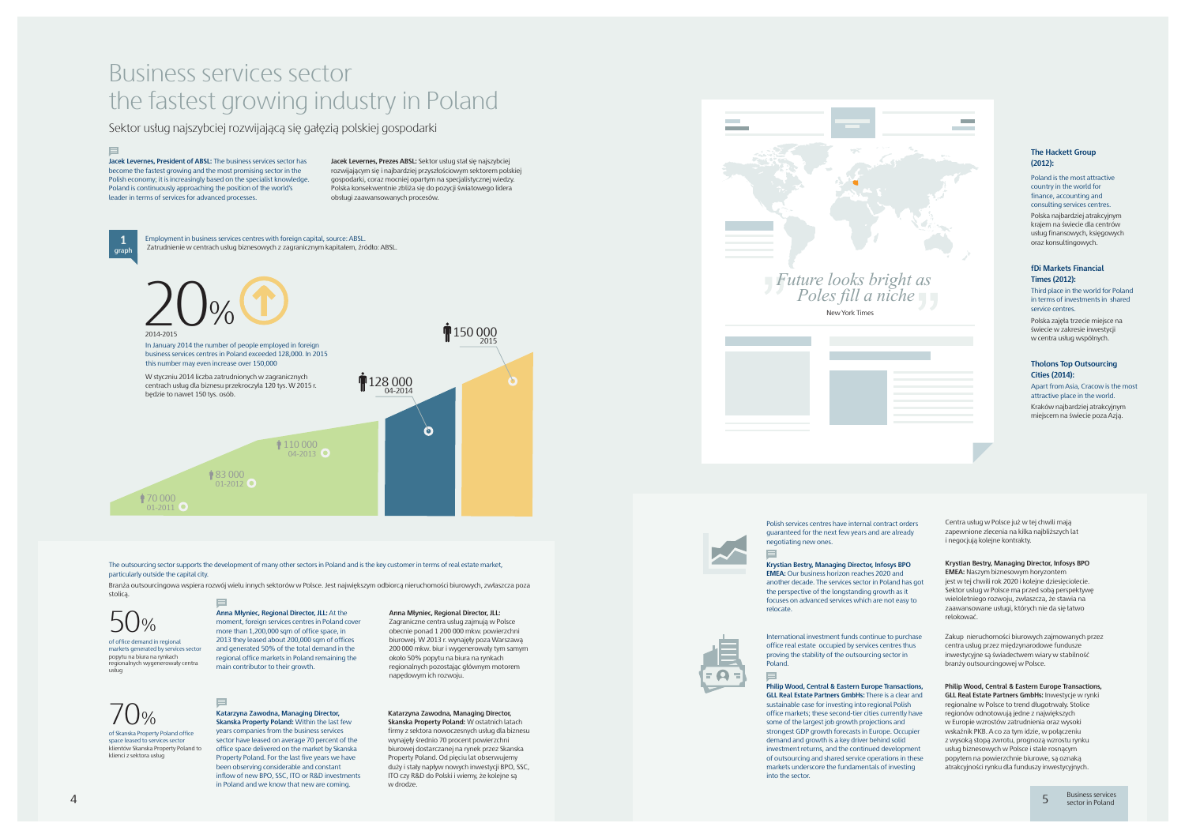# Business services sector the fastest growing industry in Poland

Sektor usług najszybciej rozwijającą się gałęzią polskiej gospodarki

**Jacek Levernes, President of ABSL:** The business services sector has become the fastest growing and the most promising sector in the Polish economy; it is increasingly based on the specialist knowledge. Poland is continuously approaching the position of the world's leader in terms of services for advanced processes.

**Jacek Levernes, Prezes ABSL:** Sektor usług stał się najszybciej rozwijającym się i najbardziej przyszłościowym sektorem polskiej gospodarki, coraz mocniej opartym na specjalistycznej wiedzy. Polska konsekwentnie zbliża się do pozycji światowego lidera obsługi zaawansowanych procesów.

**1 graph** Employment in business services centres with foreign capital, source: ABSL.
Zatrudnienie w centrach usług biznesowych z zagranicznym kapitałem, źródło: ABSL.

**20%** 2014-2015

In January 2014 the number of people employed in foreign business services centres in Poland exceeded 128,000. In 2015 this number may even increase over 150,000

W styczniu 2014 liczba zatrudnionych w zagranicznych centrach usług dla biznesu przekroczyła 120 tys. W 2015 r. będzie to nawet 150 tys. osób.

| Date | Employment |
|---|---|
| 01-2011 | 70 000 |
| 01-2012 | 83 000 |
| 04-2013 | 110 000 |
| 04-2014 | 128 000 |
| 2015 | 150 000 |

The outsourcing sector supports the development of many other sectors in Poland and is the key customer in terms of real estate market, particularly outside the capital city.

Branża outsourcingowa wspiera rozwój wielu innych sektorów w Polsce. Jest największym odbiorcą nieruchomości biurowych, zwłaszcza poza stolicą.

**50%** of office demand in regional markets generated by services sector
popytu na biura na rynkach regionalnych wygenerowały centra usług

**Anna Mlyniec, Regional Director, JLL:** At the moment, foreign services centres in Poland cover more than 1,200,000 sqm of office space, in 2013 they leased about 200,000 sqm of offices and generated 50% of the total demand in the regional office markets in Poland remaining the main contributor to their growth.

**Anna Mlyniec, Regional Director, JLL:** Zagraniczne centra usług zajmują w Polsce obecnie ponad 1 200 000 mkw. powierzchni biurowej. W 2013 r. wynajęły poza Warszawą 200 000 mkw. biur i wygenerowały tym samym około 50% popytu na biura na rynkach regionalnych pozostając głównym motorem napędowym ich rozwoju.

**70%** of Skanska Property Poland office space leased to services sector
klientów Skanska Property Poland to klienci z sektora usług

**Katarzyna Zawodna, Managing Director, Skanska Property Poland:** Within the last few years companies from the business services sector have leased on average 70 percent of the office space delivered on the market by Skanska Property Poland. For the last five years we have been observing considerable and constant inflow of new BPO, SSC, ITO or R&D investments in Poland and we know that new are coming.

**Katarzyna Zawodna, Managing Director, Skanska Property Poland:** W ostatnich latach firmy z sektora nowoczesnych usług dla biznesu wynajęły średnio 70 procent powierzchni biurowej dostarczanej na rynek przez Skanska Property Poland. Od pięciu lat obserwujemy duży i stały napływ nowych inwestycji BPO, SSC, ITO czy R&D do Polski i wiemy, że kolejne są w drodze.

*"Future looks bright as Poles fill a niche"*

New York Times

**The Hackett Group (2012):**
Poland is the most attractive country in the world for finance, accounting and consulting services centres.
Polska najbardziej atrakcyjnym krajem na świecie dla centrów usług finansowych, księgowych oraz konsultingowych.

**fDi Markets Financial Times (2012):**
Third place in the world for Poland in terms of investments in shared service centres.
Polska zajęła trzecie miejsce na świecie w zakresie inwestycji w centra usług wspólnych.

**Tholons Top Outsourcing Cities (2014):**
Apart from Asia, Cracow is the most attractive place in the world.
Kraków najbardziej atrakcyjnym miejscem na świecie poza Azją.

Polish services centres have internal contract orders guaranteed for the next few years and are already negotiating new ones.

Centra usług w Polsce już w tej chwili mają zapewnione zlecenia na kilka najbliższych lat i negocjują kolejne kontrakty.

**Krystian Bestry, Managing Director, Infosys BPO EMEA:** Our business horizon reaches 2020 and another decade. The services sector in Poland has got the perspective of the longstanding growth as it focuses on advanced services which are not easy to relocate.

**Krystian Bestry, Managing Director, Infosys BPO EMEA:** Naszym biznesowym horyzontem jest w tej chwili rok 2020 i kolejne dziesięciolecie. Sektor usług w Polsce ma przed sobą perspektywę wieloletniego rozwoju, zwłaszcza, że stawia na zaawansowane usługi, których nie da się łatwo relokować.

International investment funds continue to purchase office real estate occupied by services centres thus proving the stability of the outsourcing sector in Poland.

Zakup nieruchomości biurowych zajmowanych przez centra usług przez międzynarodowe fundusze inwestycyjne są świadectwem wiary w stabilność branży outsourcingowej w Polsce.

**Philip Wood, Central & Eastern Europe Transactions, GLL Real Estate Partners GmbHs:** There is a clear and sustainable case for investing into regional Polish office markets; these second-tier cities currently have some of the largest job growth projections and strongest GDP growth forecasts in Europe. Occupier demand and growth is a key driver behind solid investment returns, and the continued development of outsourcing and shared service operations in these markets underscore the fundamentals of investing into the sector.

**Philip Wood, Central & Eastern Europe Transactions, GLL Real Estate Partners GmbHs:** Inwestycje w rynki regionalne w Polsce to trend długotrwały. Stolice regionów odnotowują jedne z największych w Europie wzrostów zatrudnienia oraz wysoki wskaźnik PKB. A co za tym idzie, w połączeniu z wysoką stopą zwrotu, prognozą wzrostu rynku usług biznesowych w Polsce i stale rosnącym popytem na powierzchnie biurowe, są oznaką atrakcyjności rynku dla funduszy inwestycyjnych.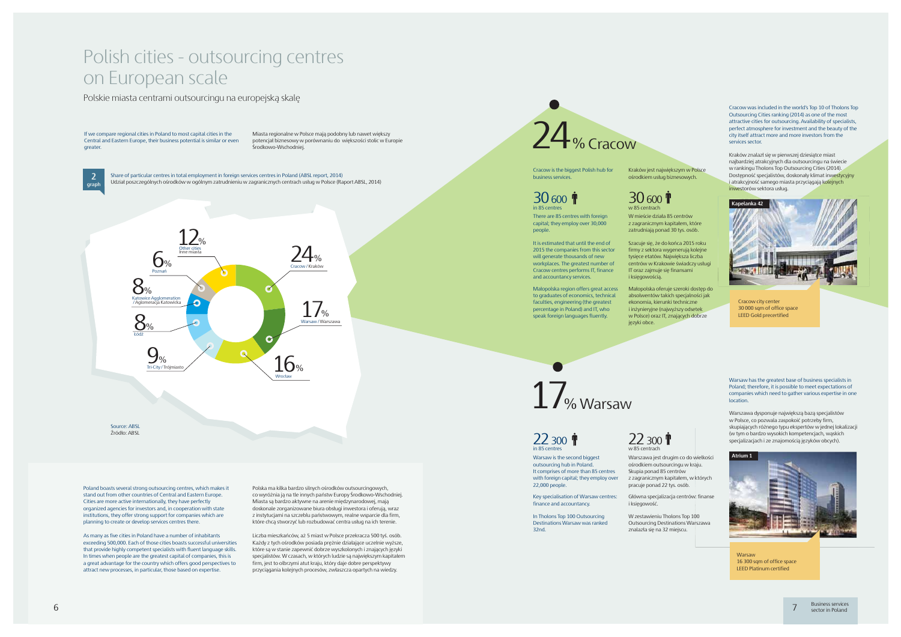# Polish cities - outsourcing centres on European scale

## Polskie miasta centrami outsourcingu na europejską skalę

If we compare regional cities in Poland to most capital cities in the Central and Eastern Europe, their business potential is similar or even greater.

Miasta regionalne w Polsce mają podobny lub nawet większy potencjał biznesowy w porównaniu do większości stolic w Europie Środkowo-Wschodniej.

**2 graph**

Share of particular centres in total employment in foreign services centres in Poland (ABSL report, 2014)
Udział poszczególnych ośrodków w ogólnym zatrudnieniu w zagranicznych centrach usług w Polsce (Raport ABSL, 2014)

| Centre | Share |
|---|---|
| Cracow / Kraków | 24% |
| Warsaw / Warszawa | 17% |
| Wrocław | 16% |
| Tri-City / Trójmiasto | 9% |
| Łódź | 8% |
| Katowice Agglomeration / Aglomeracja Katowicka | 8% |
| Poznań | 6% |
| Other cities / Inne miasta | 12% |

Source: ABSL
Źródło: ABSL

Poland boasts several strong outsourcing centres, which makes it stand out from other countries of Central and Eastern Europe. Cities are more active internationally, they have perfectly organized agencies for investors and, in cooperation with state institutions, they offer strong support for companies which are planning to create or develop services centres there.

As many as five cities in Poland have a number of inhabitants exceeding 500,000. Each of those cities boasts successful universities that provide highly competent specialists with fluent language skills. In times when people are the greatest capital of companies, this is a great advantage for the country which offers good perspectives to attract new processes, in particular, those based on expertise.

Polska ma kilka bardzo silnych ośrodków outsourcingowych, co wyróżnia ją na tle innych państw Europy Środkowo-Wschodniej. Miasta są bardzo aktywne na arenie międzynarodowej, mają doskonale zorganizowane biura obsługi inwestora i oferują, wraz z instytucjami na szczeblu państwowym, realne wsparcie dla firm, które chcą stworzyć lub rozbudować centra usług na ich terenie.

Liczba mieszkańców, aż 5 miast w Polsce przekracza 500 tyś. osób. Każdy z tych ośrodków posiada prężnie działające uczelnie wyższe, które są w stanie zapewnić dobrze wyszkolonych i znających języki specjalistów. W czasach, w których ludzie są największym kapitałem firm, jest to olbrzymi atut kraju, który daje dobre perspektywy przyciągania kolejnych procesów, zwłaszcza opartych na wiedzy.

## 24% Cracow

Cracow is the biggest Polish hub for business services.

**30 600** in 85 centres

There are 85 centres with foreign capital; they employ over 30,000 people.

It is estimated that until the end of 2015 the companies from this sector will generate thousands of new workplaces. The greatest number of Cracow centres performs IT, finance and accountancy services.

Małopolska region offers great access to graduates of economics, technical faculties, engineering (the greatest percentage in Poland) and IT, who speak foreign languages fluently.

Kraków jest największym w Polsce ośrodkiem usług biznesowych.

**30 600** w 85 centrach

W mieście działa 85 centrów z zagranicznym kapitałem, które zatrudniają ponad 30 tys. osób.

Szacuje się, że do końca 2015 roku firmy z sektora wygenerują kolejne tysiące etatów. Największa liczba centrów w Krakowie świadczy usługi IT oraz zajmuje się finansami i księgowością.

Małopolska oferuje szeroki dostęp do absolwentów takich specjalności jak ekonomia, kierunki techniczne i inżynieryjne (najwyższy odsetek w Polsce) oraz IT, znających dobrze języki obce.

Cracow was included in the world's Top 10 of Tholons Top Outsourcing Cities ranking (2014) as one of the most attractive cities for outsourcing. Availability of specialists, perfect atmosphere for investment and the beauty of the city itself attract more and more investors from the services sector.

Kraków znalazł się w pierwszej dziesiątce miast najbardziej atrakcyjnych dla outsourcingu na świecie w rankingu Tholons Top Outsourcing Cities (2014). Dostępność specjalistów, doskonały klimat inwestycyjny i atrakcyjność samego miasta przyciągają kolejnych inwestorów sektora usług.

**Kapelanka 42**

Cracow city center
30 000 sqm of office space
LEED Gold precertified

## 17% Warsaw

**22 300** in 85 centres

Warsaw is the second biggest outsourcing hub in Poland. It comprises of more than 85 centres with foreign capital; they employ over 22,000 people.

Key specialisation of Warsaw centres: finance and accountancy.

In Tholons Top 100 Outsourcing Destinations Warsaw was ranked 32nd.

**22 300** w 85 centrach

Warszawa jest drugim co do wielkości ośrodkiem outsourcingu w kraju. Skupia ponad 85 centrów z zagranicznym kapitałem, w których pracuje ponad 22 tys. osób.

Główna specjalizacja centrów: finanse i księgowość.

W zestawieniu Tholons Top 100 Outsourcing Destinations Warszawa znalazła się na 32 miejscu.

Warsaw has the greatest base of business specialists in Poland; therefore, it is possible to meet expectations of companies which need to gather various expertise in one location.

Warszawa dysponuje największą bazą specjalistów w Polsce, co pozwala zaspokoić potrzeby firm, skupiających różnego typu ekspertów w jednej lokalizacji (w tym o bardzo wysokich kompetencjach, wąskich specjalizacjach i ze znajomością języków obcych).

**Atrium 1**

Warsaw
16 300 sqm of office space
LEED Platinum certified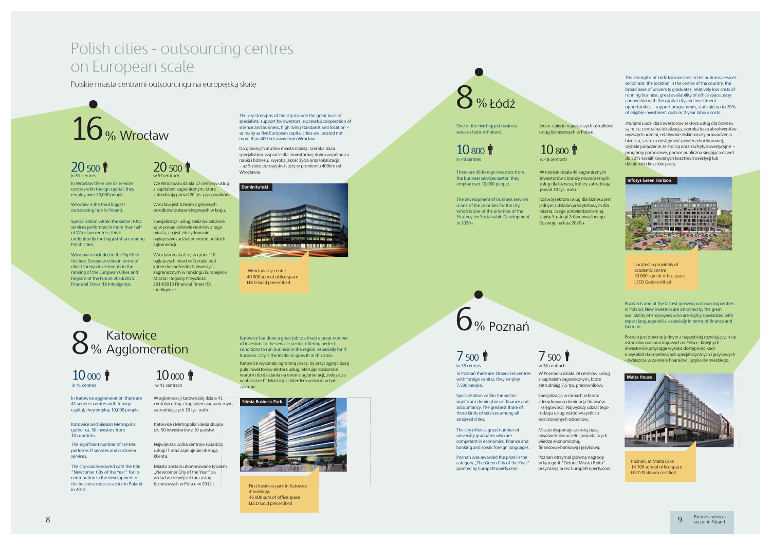# Polish cities - outsourcing centres on European scale

Polskie miasta centrami outsourcingu na europejską skalę

## 16% Wrocław

**20 500** in 57 centres

In Wrocław there are 57 services centres with foreign capital; they employ over 20,000 people.

Wrocław is the third biggest outsourcing hub in Poland.

Specialisation within the sector: R&D services performed in more than half of Wrocław centres; this is undoubtedly the biggest share among Polish cities.

Wrocław is included in the Top10 of the best European cities in terms of direct foreign investments in the ranking of the European Cities and Regions of the Future 2014/2015. Financial Times fDi Intelligence.

**20 500** w 57centrach

We Wrocławiu działa 57 centrów usług z kapitałem zagranicznym, które zatrudniają ponad 20 tys. pracowników.

Wrocław jest trzecim z głównych ośrodków outsourcingowych w kraju.

Specjalizacja: usługi R&D świadczone są w ponad połowie centrów z tego miasta, co jest zdecydowanie najwyższym udziałem wśród polskich aglomeracji.

Wrocław znalazł się w gronie 10 najlepszych miast w Europie pod kątem bezpośrednich inwestycji zagranicznych w rankingu Europejskie Miasta i Regiony Przyszłości 2014/2015 Financial Times fDi Intelligence.

The key strengths of the city include the great base of specialists, support for investors, successful cooperation of science and business, high living standards and location – as many as five European capital cities are located not more than 400 km away from Wrocław.

Do głównych atutów miasta należą: szeroka baza specjalistów, wsparcie dla inwestorów, dobra współpraca nauki i biznesu, wysoka jakość życia oraz lokalizacja – aż 5 stolic europejskich leży w promieniu 400km od Wrocławia.

Dominikański

Wrocław city center
40 000 sqm of office space
LEED Gold precertified

## 8% Łódź

One of the five biggest business services hubs in Poland.

**10 800** in 48 centres

There are 48 foreign investors from the business services sector; they employ over 10,000 people.

The development of business services is one of the priorities for the city, which is one of the priorities of the Strategy for Sustainable Development in 2020+.

Jeden z pięciu największych ośrodków usług biznesowych w Polsce.

**10 800** w 48 centrach

W mieście działa 48 zagranicznych inwestorów z branży nowoczesnych usług dla biznesu, którzy zatrudniają ponad 10 tys. osób.

Rozwój sektora usług dla biznesu jest jednym z działań priorytetowych dla miasta, czego potwierdzeniem są zapisy Strategii Zrównoważonego Rozwoju na lata 2020 +.

The strengths of Łódź for investors in the business services sector are: the location in the centre of the country, the broad base of university graduates, relatively low costs of running business, great availability of office space, easy connection with the capital city and investment opportunities – support programmes, state aid up to 70% of eligible investment costs or 2-year labour costs.

Atutami Łodzi dla inwestorów sektora usług dla biznesu są m.in.: centralna lokalizacja, szeroka baza absolwentów wyższych uczelni, relatywnie niskie koszty prowadzenia biznesu, szeroka dostępność powierzchni biurowej, szybkie połączenie ze stolicą oraz zachęty inwestycyjne – programy pomocowe, pomoc publiczna sięgająca nawet do 70% kwalifikowanych kosztów inwestycji lub dwuletnich kosztów pracy.

Infosys Green Horizon

Located in proximity of academic centre
33 000 sqm of office space
LEED Gold certified

## 8% Katowice Agglomeration

**10 000** in 41 centres

In Katowice agglomeration there are 41 services centres with foreign capital; they employ 10,000 people.

Katowice and Silesian Metropolis gather ca. 50 investors from 10 countries.

The significant number of centres performs IT services and customer services.

The city was honoured with the title "Newcomer City of the Year" for its contribution in the development of the business services sector in Poland in 2012.

**10 000** w 41 centrach

W aglomeracji katowickiej działa 41 centrów usług z kapitałem zagranicznym, zatrudniających 10 tys. osób.

Katowice i Metropolia Silesia skupia ok. 50 inwestorów z 10 państw.

Największa liczba centrów świadczy usługi IT oraz zajmuje się obsługą klienta.

Miasto zostało uhonorowane tytułem „Newcomer City of the Year" za wkład w rozwój sektora usług biznesowych w Polsce w 2012 r.

Katowice has done a great job to attract a great number of investors to the services sector, offering perfect conditions to run business in the region, especially for IT business. City is the leader in growth in this area.

Katowice wykonały ogromną pracę, by przyciągnąć dużą pulę inwestorów sektora usług, oferując doskonałe warunki do działania na terenie aglomeracji, zwłaszcza w obszarze IT. Miasto jest liderem wzrostu w tym zakresie.

Silesia Business Park

First business park in Katowice
4 buildings
46 000 sqm of office space
LEED Gold precertified

## 6% Poznań

**7 500** in 38 centres

In Poznań there are 38 services centres with foreign capital; they employ 7,500 people.

Specialisation within the sector: significant domination of finance and accountancy. The greatest share of these kinds of services among all analysed cities.

The city offers a great number of university graduates who are competent in economics, finance and banking and speak foreign languages.

Poznań was awarded the prize in the category „The Green City of the Year" granted by EuropaProperty.com.

**7 500** w 38 centrach

W Poznaniu działa 38 centrów usług z kapitałem zagranicznym, które zatrudniają 7,5 tys. pracowników.

Specjalizacja w ramach sektora: zdecydowana dominacja finansów i księgowości. Najwyższy udział tego rodzaju usług wśród wszystkich analizowanych ośrodków.

Miasto dysponuje szeroką bazą absolwentów uczelni posiadających wiedzę ekonomiczną, finansowo-bankową i językową.

Poznań otrzymał główną nagrodę w kategorii "Zielone Miasto Roku" przyznaną przez EuropaProperty.com.

Poznań is one of the fastest growing outsourcing centres in Poland. New investors are attracted by the great availability of employees who are highly specialized with expert language skills, especially in terms of finance and German.

Poznań jest obecnie jednym z najszybciej rozwijających się ośrodków outsourcingowych w Polsce. Kolejnych inwestorów przyciąga wysoka dostępność kadr o wysokich kompetencjach specjalistycznych i językowych - zwłaszcza w zakresie finansów i języka niemieckiego.

Malta House

Poznań, at Malta Lake
14 700 sqm of office space
LEED Platinum certified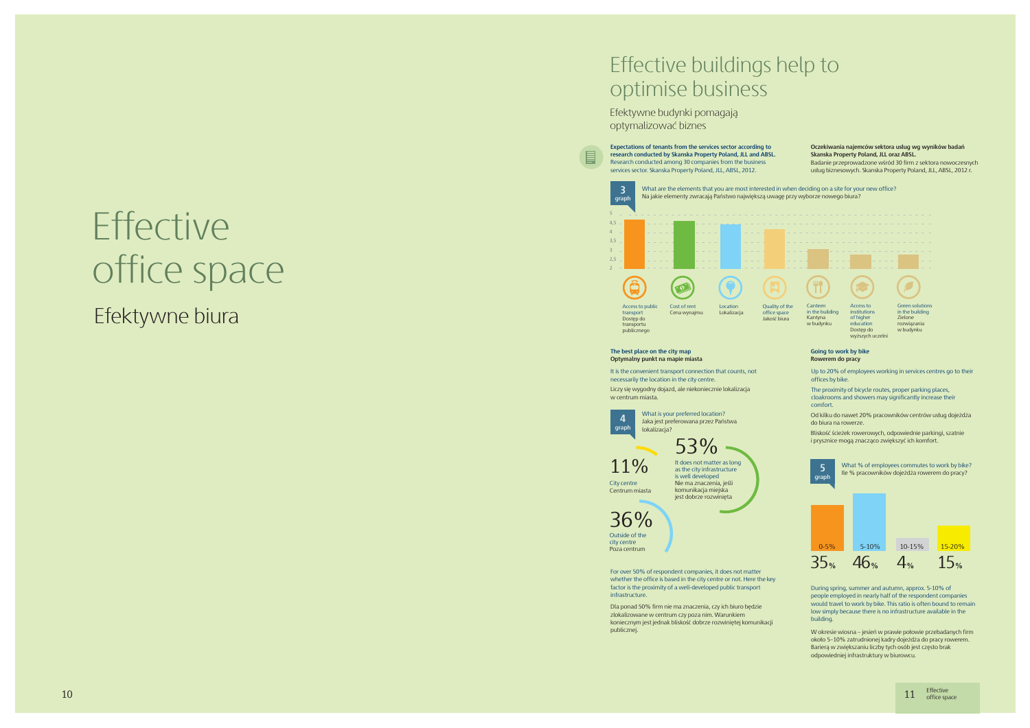# Effective office space

## Efektywne biura

# Effective buildings help to optimise business

Efektywne budynki pomagają optymalizować biznes

**Expectations of tenants from the services sector according to research conducted by Skanska Property Poland, JLL and ABSL.**
Research conducted among 30 companies from the business services sector. Skanska Property Poland, JLL, ABSL, 2012.

**Oczekiwania najemców sektora usług wg wyników badań Skanska Property Poland, JLL oraz ABSL.**
Badanie przeprowadzone wśród 30 firm z sektora nowoczesnych usług biznesowych. Skanska Property Poland, JLL, ABSL, 2012 r.

**3 graph**

What are the elements that you are most interested in when deciding on a site for your new office?
Na jakie elementy zwracają Państwo największą uwagę przy wyborze nowego biura?

- Access to public transport / Dostęp do transportu publicznego
- Cost of rent / Cena wynajmu
- Location / Lokalizacja
- Quality of the office space / Jakość biura
- Canteen in the building / Kantyna w budynku
- Access to institutions of higher education / Dostęp do wyższych uczelni
- Green solutions in the building / Zielone rozwiązania w budynku

### The best place on the city map
### Optymalny punkt na mapie miasta

It is the convenient transport connection that counts, not necessarily the location in the city centre.

Liczy się wygodny dojazd, ale niekoniecznie lokalizacja w centrum miasta.

**4 graph**

What is your preferred location?
Jaka jest preferowana przez Państwa lokalizacja?

- 11% — City centre / Centrum miasta
- 53% — It does not matter as long as the city infrastructure is well developed / Nie ma znaczenia, jeśli komunikacja miejska jest dobrze rozwinięta
- 36% — Outside of the city centre / Poza centrum

For over 50% of respondent companies, it does not matter whether the office is based in the city centre or not. Here the key factor is the proximity of a well-developed public transport infrastructure.

Dla ponad 50% firm nie ma znaczenia, czy ich biuro będzie zlokalizowane w centrum czy poza nim. Warunkiem koniecznym jest jednak bliskość dobrze rozwiniętej komunikacji publicznej.

### Going to work by bike
### Rowerem do pracy

Up to 20% of employees working in services centres go to their offices by bike.

The proximity of bicycle routes, proper parking places, cloakrooms and showers may significantly increase their comfort.

Od kilku do nawet 20% pracowników centrów usług dojeżdża do biura na rowerze.

Bliskość ścieżek rowerowych, odpowiednie parkingi, szatnie i prysznice mogą znacząco zwiększyć ich komfort.

**5 graph**

What % of employees commutes to work by bike?
Ile % pracowników dojeżdża rowerem do pracy?

| 0-5% | 5-10% | 10-15% | 15-20% |
|---|---|---|---|
| 35% | 46% | 4% | 15% |

During spring, summer and autumn, approx. 5-10% of people employed in nearly half of the respondent companies would travel to work by bike. This ratio is often bound to remain low simply because there is no infrastructure available in the building.

W okresie wiosna – jesień w prawie połowie przebadanych firm około 5–10% zatrudnionej kadry dojeżdża do pracy rowerem. Barierą w zwiększaniu liczby tych osób jest często brak odpowiedniej infrastruktury w biurowcu.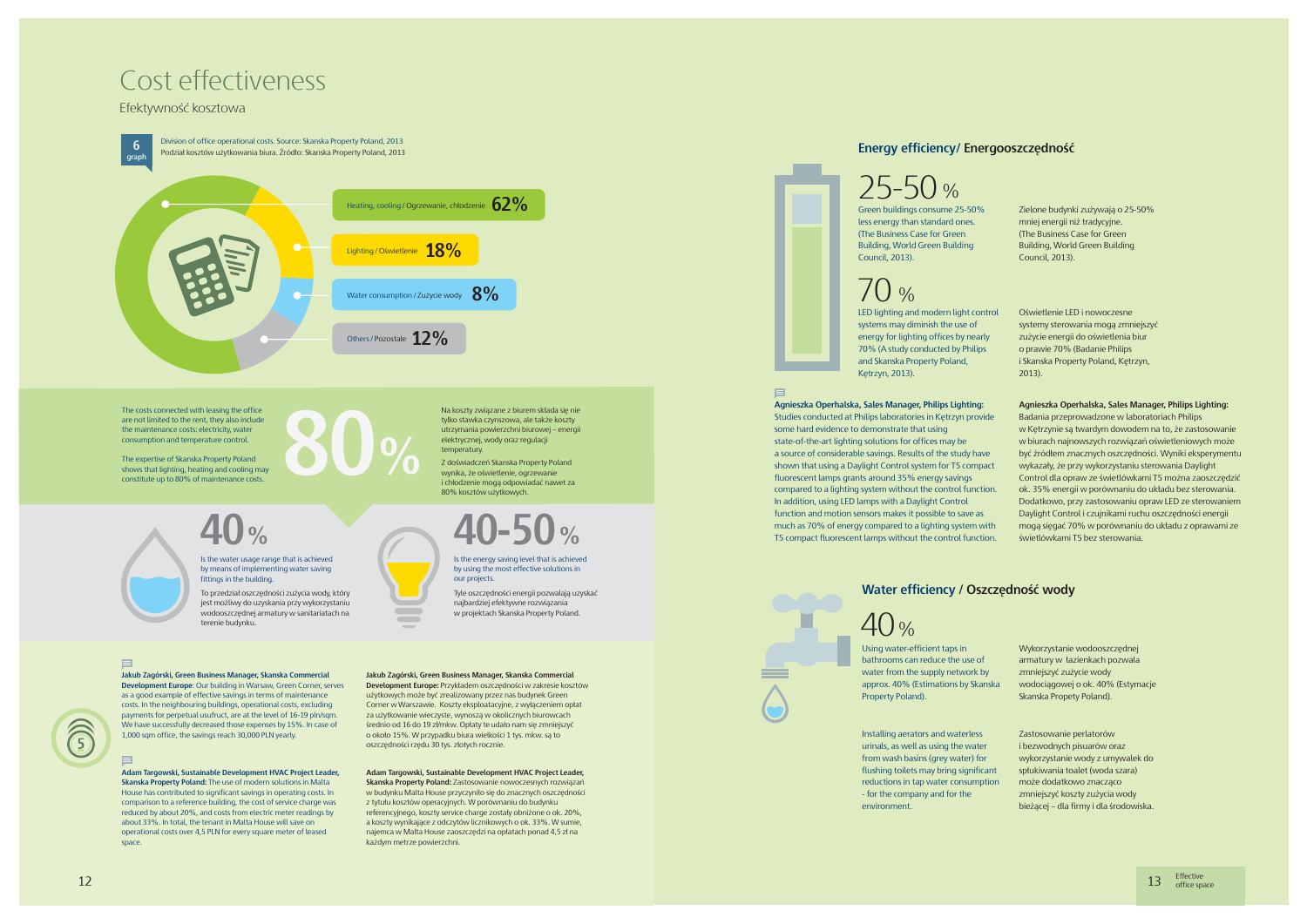# Cost effectiveness

Efektywność kosztowa

**6 graph**

Division of office operational costs. Source: Skanska Property Poland, 2013
Podział kosztów użytkowania biura. Źródło: Skanska Property Poland, 2013

| Category | Share |
|---|---|
| Heating, cooling / Ogrzewanie, chłodzenie | 62% |
| Lighting / Oświetlenie | 18% |
| Water consumption / Zużycie wody | 8% |
| Others / Pozostałe | 12% |

The costs connected with leasing the office are not limited to the rent, they also include the maintenance costs: electricity, water consumption and temperature control.

The expertise of Skanska Property Poland shows that lighting, heating and cooling may constitute up to 80% of maintenance costs.

**80%**

Na koszty związane z biurem składa się nie tylko stawka czynszowa, ale także koszty utrzymania powierzchni biurowej – energii elektrycznej, wody oraz regulacji temperatury.

Z doświadczeń Skanska Property Poland wynika, że oświetlenie, ogrzewanie i chłodzenie mogą odpowiadać nawet za 80% kosztów użytkowych.

**40%**

Is the water usage range that is achieved by means of implementing water saving fittings in the building.

To przedział oszczędności zużycia wody, który jest możliwy do uzyskania przy wykorzystaniu wodooszczędnej armatury w sanitariatach na terenie budynku.

**40-50%**

Is the energy saving level that is achieved by using the most effective solutions in our projects.

Tyle oszczędności energii pozwalają uzyskać najbardziej efektywne rozwiązania w projektach Skanska Property Poland.

**Jakub Zagórski, Green Business Manager, Skanska Commercial Development Europe**: Our building in Warsaw, Green Corner, serves as a good example of effective savings in terms of maintenance costs. In the neighbouring buildings, operational costs, excluding payments for perpetual usufruct, are at the level of 16-19 pln/sqm. We have successfully decreased those expenses by 15%. In case of 1,000 sqm office, the savings reach 30,000 PLN yearly.

**Jakub Zagórski, Green Business Manager, Skanska Commercial Development Europe:** Przykładem oszczędności w zakresie kosztów użytkowych może być zrealizowany przez nas budynek Green Corner w Warszawie. Koszty eksploatacyjne, z wyłączeniem opłat za użytkowanie wieczyste, wynoszą w okolicznych biurowcach średnio od 16 do 19 zł/mkw. Opłaty te udało nam się zmniejszyć o około 15%. W przypadku biura wielkości 1 tys. mkw. są to oszczędności rzędu 30 tys. złotych rocznie.

**Adam Targowski, Sustainable Development HVAC Project Leader, Skanska Property Poland:** The use of modern solutions in Malta House has contributed to significant savings in operating costs. In comparison to a reference building, the cost of service charge was reduced by about 20%, and costs from electric meter readings by about 33%. In total, the tenant in Malta House will save on operational costs over 4,5 PLN for every square meter of leased space.

**Adam Targowski, Sustainable Development HVAC Project Leader, Skanska Property Poland:** Zastosowanie nowoczesnych rozwiązań w budynku Malta House przyczyniło się do znacznych oszczędności z tytułu kosztów operacyjnych. W porównaniu do budynku referencyjnego, koszty service charge zostały obniżone o ok. 20%, a koszty wynikające z odczytów licznikowych o ok. 33%. W sumie, najemca w Malta House zaoszczędzi na opłatach ponad 4,5 zł na każdym metrze powierzchni.

## Energy efficiency/ Energooszczędność

**25-50 %**

Green buildings consume 25-50% less energy than standard ones. (The Business Case for Green Building, World Green Building Council, 2013).

Zielone budynki zużywają o 25-50% mniej energii niż tradycyjne. (The Business Case for Green Building, World Green Building Council, 2013).

**70 %**

LED lighting and modern light control systems may diminish the use of energy for lighting offices by nearly 70% (A study conducted by Philips and Skanska Property Poland, Kętrzyn, 2013).

Oświetlenie LED i nowoczesne systemy sterowania mogą zmniejszyć zużycie energii do oświetlenia biur o prawie 70% (Badanie Philips i Skanska Property Poland, Kętrzyn, 2013).

**Agnieszka Operhalska, Sales Manager, Philips Lighting:** Studies conducted at Philips laboratories in Kętrzyn provide some hard evidence to demonstrate that using state-of-the-art lighting solutions for offices may be a source of considerable savings. Results of the study have shown that using a Daylight Control system for T5 compact fluorescent lamps grants around 35% energy savings compared to a lighting system without the control function. In addition, using LED lamps with a Daylight Control function and motion sensors makes it possible to save as much as 70% of energy compared to a lighting system with T5 compact fluorescent lamps without the control function.

**Agnieszka Operhalska, Sales Manager, Philips Lighting:** Badania przeprowadzone w laboratoriach Philips w Kętrzynie są twardym dowodem na to, że zastosowanie w biurach najnowszych rozwiązań oświetleniowych może być źródłem znacznych oszczędności. Wyniki eksperymentu wykazały, że przy wykorzystaniu sterowania Daylight Control dla opraw ze świetlówkami T5 można zaoszczędzić ok. 35% energii w porównaniu do układu bez sterowania. Dodatkowo, przy zastosowaniu opraw LED ze sterowaniem Daylight Control i czujnikami ruchu oszczędności energii mogą sięgać 70% w porównaniu do układu z oprawami ze świetlówkami T5 bez sterowania.

## Water efficiency / Oszczędność wody

**40 %**

Using water-efficient taps in bathrooms can reduce the use of water from the supply network by approx. 40% (Estimations by Skanska Property Poland).

Wykorzystanie wodooszczędnej armatury w łazienkach pozwala zmniejszyć zużycie wody wodociągowej o ok. 40% (Estymacje Skanska Propety Poland).

Installing aerators and waterless urinals, as well as using the water from wash basins (grey water) for flushing toilets may bring significant reductions in tap water consumption - for the company and for the environment.

Zastosowanie perlatorów i bezwodnych pisuarów oraz wykorzystanie wody z umywalek do spłukiwania toalet (woda szara) może dodatkowo znacząco zmniejszyć koszty zużycia wody bieżącej – dla firmy i dla środowiska.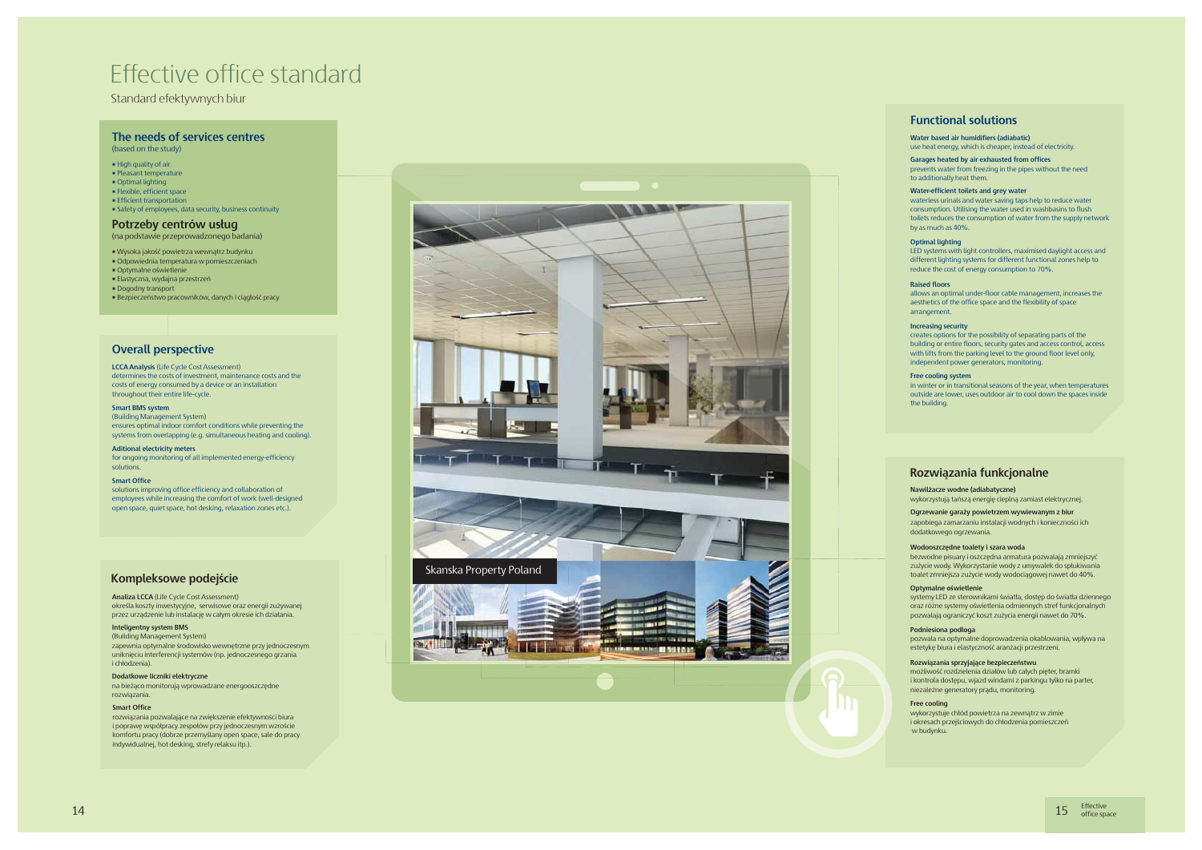# Effective office standard

Standard efektywnych biur

## The needs of services centres

(based on the study)

- High quality of air
- Pleasant temperature
- Optimal lighting
- Flexible, efficient space
- Efficient transportation
- Safety of employees, data security, business continuity

## Potrzeby centrów usług

(na podstawie przeprowadzonego badania)

- Wysoka jakość powietrza wewnątrz budynku
- Odpowiednia temperatura w pomieszczeniach
- Optymalne oświetlenie
- Elastyczna, wydajna przestrzeń
- Dogodny transport
- Bezpieczeństwo pracowników, danych i ciągłość pracy

## Overall perspective

**LCCA Analysis** (Life Cycle Cost Assessment)
determines the costs of investment, maintenance costs and the costs of energy consumed by a device or an installation throughout their entire life-cycle.

**Smart BMS system**
(Building Management System)
ensures optimal indoor comfort conditions while preventing the systems from overlapping (e.g. simultaneous heating and cooling).

**Aditional electricity meters**
for ongoing monitoring of all implemented energy-efficiency solutions.

**Smart Office**
solutions improving office efficiency and collaboration of employees while increasing the comfort of work (well-designed open space, quiet space, hot desking, relaxation zones etc.).

## Kompleksowe podejście

**Analiza LCCA** (Life Cycle Cost Assessment)
określa koszty inwestycyjne, serwisowe oraz energii zużywanej przez urządzenie lub instalację w całym okresie ich działania.

**Inteligentny system BMS**
(Building Management System)
zapewnia optymalne środowisko wewnętrzne przy jednoczesnym uniknięciu interferencji systemów (np. jednoczesnego grzania i chłodzenia).

**Dodatkowe liczniki elektryczne**
na bieżąco monitorują wprowadzane energooszczędne rozwiązania.

**Smart Office**
rozwiązania pozwalające na zwiększenie efektywności biura i poprawę współpracy zespołów przy jednoczesnym wzroście komfortu pracy (dobrze przemyślany open space, sale do pracy indywidualnej, hot desking, strefy relaksu itp.).

Skanska Property Poland

## Functional solutions

**Water based air humidifiers (adiabatic)**
use heat energy, which is cheaper, instead of electricity.

**Garages heated by air exhausted from offices**
prevents water from freezing in the pipes without the need to additionally heat them.

**Water-efficient toilets and grey water**
waterless urinals and water saving taps help to reduce water consumption. Utilising the water used in washbasins to flush toilets reduces the consumption of water from the supply network by as much as 40%.

**Optimal lighting**
LED systems with light controllers, maximised daylight access and different lighting systems for different functional zones help to reduce the cost of energy consumption to 70%.

**Raised floors**
allows an optimal under-floor cable management, increases the aesthetics of the office space and the flexibility of space arrangement.

**Increasing security**
creates options for the possibility of separating parts of the building or entire floors, security gates and access control, access with lifts from the parking level to the ground floor level only, independent power generators, monitoring.

**Free cooling system**
in winter or in transitional seasons of the year, when temperatures outside are lower, uses outdoor air to cool down the spaces inside the building.

## Rozwiązania funkcjonalne

**Nawilżacze wodne (adiabatyczne)**
wykorzystują tańszą energię cieplną zamiast elektrycznej.

**Ogrzewanie garaży powietrzem wywiewanym z biur**
zapobiega zamarzaniu instalacji wodnych i konieczności ich dodatkowego ogrzewania.

**Wodooszczędne toalety i szara woda**
bezwodne pisuary i oszczędna armatura pozwalają zmniejszyć zużycie wody. Wykorzystanie wody z umywalek do spłukiwania toalet zmniejsza zużycie wody wodociągowej nawet do 40%.

**Optymalne oświetlenie**
systemy LED ze sterownikami światła, dostęp do światła dziennego oraz różne systemy oświetlenia odmiennych stref funkcjonalnych pozwalają ograniczyć koszt zużycia energii nawet do 70%.

**Podniesiona podłoga**
pozwala na optymalne doprowadzenia okablowania, wpływa na estetykę biura i elastyczność aranżacji przestrzeni.

**Rozwiązania sprzyjające bezpieczeństwu**
możliwość rozdzielenia działów lub całych pięter, bramki i kontrola dostępu, wjazd windami z parkingu tylko na parter, niezależne generatory prądu, monitoring.

**Free cooling**
wykorzystuje chłód powietrza na zewnątrz w zimie i okresach przejściowych do chłodzenia pomieszczeń w budynku.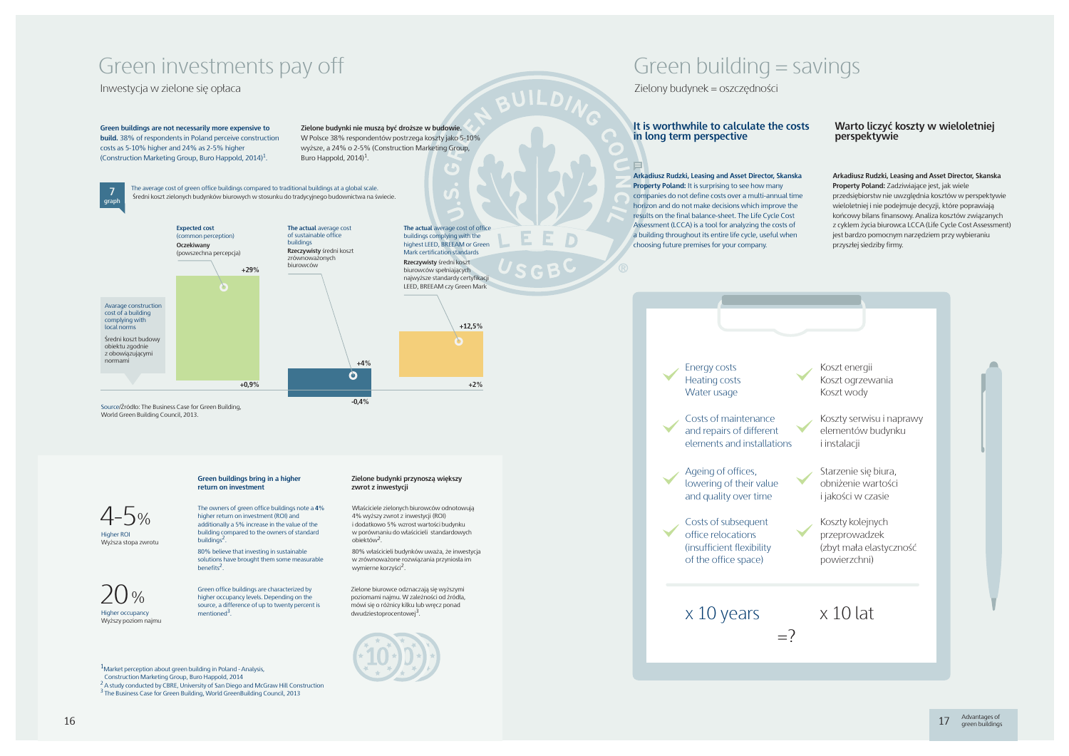# Green investments pay off

Inwestycja w zielone się opłaca

**Green buildings are not necessarily more expensive to build.** 38% of respondents in Poland perceive construction costs as 5-10% higher and 24% as 2-5% higher (Construction Marketing Group, Buro Happold, 2014)[1].

**Zielone budynki nie muszą być droższe w budowie.** W Polsce 38% respondentów postrzega koszty jako 5-10% wyższe, a 24% o 2-5% (Construction Marketing Group, Buro Happold, 2014)[1].

**7 graph**

The average cost of green office buildings compared to traditional buildings at a global scale.
Średni koszt zielonych budynków biurowych w stosunku do tradycyjnego budownictwa na świecie.

Avarage construction cost of a building complying with local norms

Średni koszt budowy obiektu zgodnie z obowiązującymi normami

| | Expected cost (common perception) / Oczekiwany (powszechna percepcja) | The actual average cost of sustainable office buildings / Rzeczywisty średni koszt zrównoważonych biurowców | The actual average cost of office buildings complying with the highest LEED, BREEAM or Green Mark certification standards / Rzeczywisty średni koszt biurowców spełniających najwyższe standardy certyfikacji LEED, BREEAM czy Green Mark |
|---|---|---|---|
| Range | +0,9% to +29% | -0,4% to +4% | +2% to +12,5% |

Source/Źródło: The Business Case for Green Building, World Green Building Council, 2013.

**4-5%**
Higher ROI
Wyższa stopa zwrotu

**20%**
Higher occupancy
Wyższy poziom najmu

**Green buildings bring in a higher return on investment**

The owners of green office buildings note a **4%** higher return on investment (ROI) and additionally a 5% increase in the value of the building compared to the owners of standard buildings[2].

80% believe that investing in sustainable solutions have brought them some measurable benefits[2].

Green office buildings are characterized by higher occupancy levels. Depending on the source, a difference of up to twenty percent is mentioned[3].

**Zielone budynki przynoszą większy zwrot z inwestycji**

Właściciele zielonych biurowców odnotowują 4% wyższy zwrot z inwestycji (ROI) i dodatkowo 5% wzrost wartości budynku w porównaniu do właścicieli standardowych obiektów[2].

80% właścicieli budynków uważa, że inwestycja w zrównoważone rozwiązania przyniosła im wymierne korzyści[2].

Zielone biurowce odznaczają się wyższymi poziomami najmu. W zależności od źródła, mówi się o różnicy kilku lub wręcz ponad dwudziestoprocentowej[3].

[1] Market perception about green building in Poland - Analysis, Construction Marketing Group, Buro Happold, 2014
[2] A study conducted by CBRE, University of San Diego and McGraw Hill Construction
[3] The Business Case for Green Building, World GreenBuilding Council, 2013

# Green building = savings

Zielony budynek = oszczędności

## It is worthwhile to calculate the costs in long term perspective

**Arkadiusz Rudzki, Leasing and Asset Director, Skanska Property Poland:** It is surprising to see how many companies do not define costs over a multi-annual time horizon and do not make decisions which improve the results on the final balance-sheet. The Life Cycle Cost Assessment (LCCA) is a tool for analyzing the costs of a building throughout its entire life cycle, useful when choosing future premises for your company.

## Warto liczyć koszty w wieloletniej perspektywie

**Arkadiusz Rudzki, Leasing and Asset Director, Skanska Property Poland:** Zadziwiające jest, jak wiele przedsiębiorstw nie uwzględnia kosztów w perspektywie wieloletniej i nie podejmuje decyzji, które poprawiają końcowy bilans finansowy. Analiza kosztów związanych z cyklem życia biurowca LCCA (Life Cycle Cost Assessment) jest bardzo pomocnym narzędziem przy wybieraniu przyszłej siedziby firmy.

- ✓ Energy costs / Heating costs / Water usage — Koszt energii / Koszt ogrzewania / Koszt wody
- ✓ Costs of maintenance and repairs of different elements and installations — Koszty serwisu i naprawy elementów budynku i instalacji
- ✓ Ageing of offices, lowering of their value and quality over time — Starzenie się biura, obniżenie wartości i jakości w czasie
- ✓ Costs of subsequent office relocations (insufficient flexibility of the office space) — Koszty kolejnych przeprowadzek (zbyt mała elastyczność powierzchni)

x 10 years — x 10 lat

=?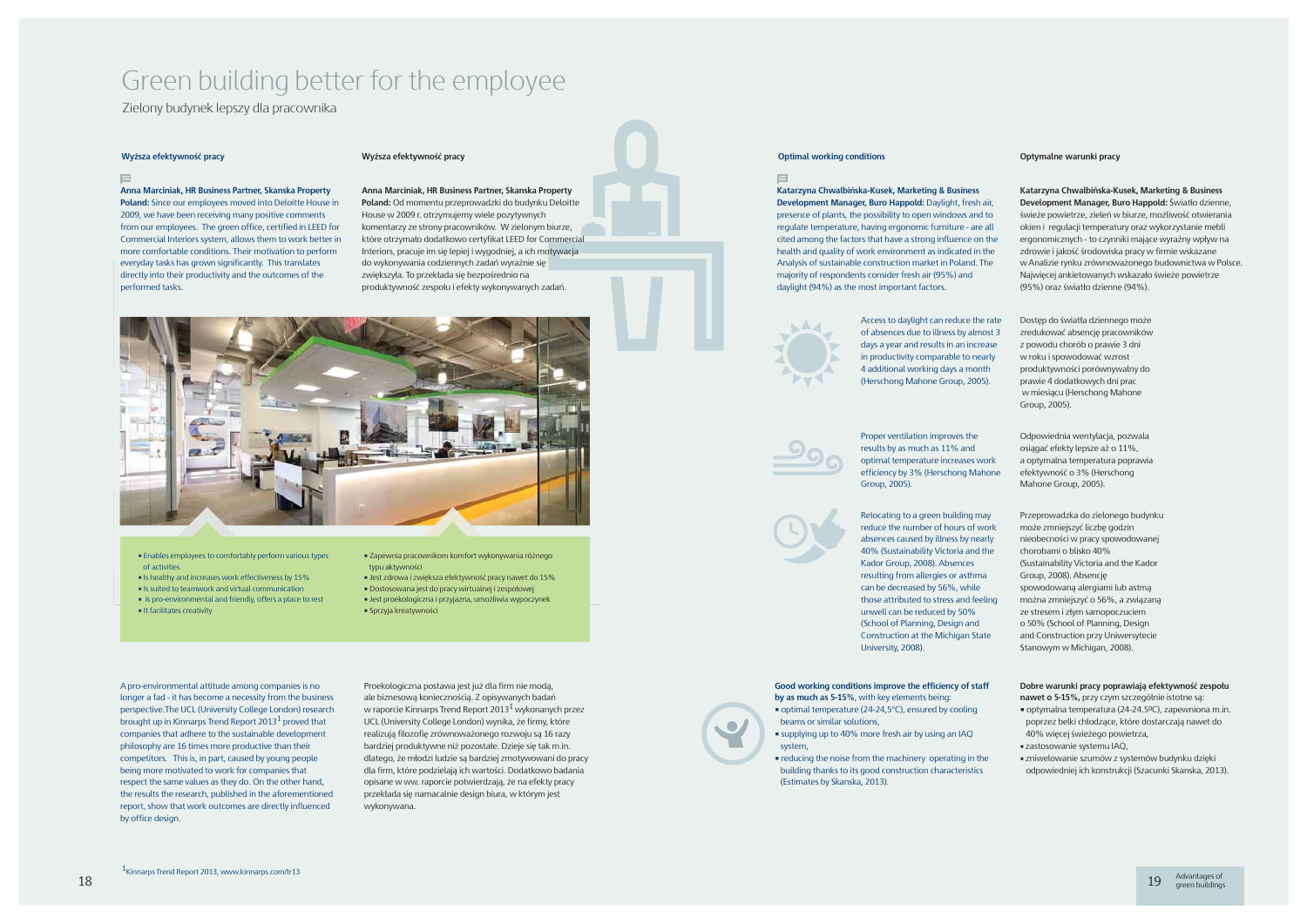# Green building better for the employee

Zielony budynek lepszy dla pracownika

### Wyższa efektywność pracy

**Anna Marciniak, HR Business Partner, Skanska Property Poland:** Since our employees moved into Deloitte House in 2009, we have been receiving many positive comments from our employees. The green office, certified in LEED for Commercial Interiors system, allows them to work better in more comfortable conditions. Their motivation to perform everyday tasks has grown significantly. This translates directly into their productivity and the outcomes of the performed tasks.

### Wyższa efektywność pracy

**Anna Marciniak, HR Business Partner, Skanska Property Poland:** Od momentu przeprowadzki do budynku Deloitte House w 2009 r. otrzymujemy wiele pozytywnych komentarzy ze strony pracowników. W zielonym biurze, które otrzymało dodatkowo certyfikat LEED for Commercial Interiors, pracuje im się lepiej i wygodniej, a ich motywacja do wykonywania codziennych zadań wyraźnie się zwiększyła. To przekłada się bezpośrednio na produktywność zespołu i efekty wykonywanych zadań.

- Enables employees to comfortably perform various types of activities
- Is healthy and increases work effectiveness by 15%
- Is suited to teamwork and virtual communication
- Is pro-environmental and friendly, offers a place to rest
- It facilitates creativity

- Zapewnia pracownikom komfort wykonywania różnego typu aktywności
- Jest zdrowa i zwiększa efektywność pracy nawet do 15%
- Dostosowana jest do pracy wirtualnej i zespołowej
- Jest proekologiczna i przyjazna, umożliwia wypoczynek
- Sprzyja kreatywności

A pro-environmental attitude among companies is no longer a fad - it has become a necessity from the business perspective. The UCL (University College London) research brought up in Kinnarps Trend Report 2013[1] proved that companies that adhere to the sustainable development philosophy are 16 times more productive than their competitors. This is, in part, caused by young people being more motivated to work for companies that respect the same values as they do. On the other hand, the results the research, published in the aforementioned report, show that work outcomes are directly influenced by office design.

Proekologiczna postawa jest już dla firm nie modą, ale biznesową koniecznością. Z opisywanych badań w raporcie Kinnarps Trend Report 2013[1] wykonanych przez UCL (University College London) wynika, że firmy, które realizują filozofię zrównoważonego rozwoju są 16 razy bardziej produktywne niż pozostałe. Dzieje się tak m.in. dlatego, że młodzi ludzie są bardziej zmotywowani do pracy dla firm, które podzielają ich wartości. Dodatkowo badania opisane w ww. raporcie potwierdzają, że na efekty pracy przekłada się namacalnie design biura, w którym jest wykonywana.

[1] Kinnarps Trend Report 2013, www.kinnarps.com/tr13

### Optimal working conditions

**Katarzyna Chwalbińska-Kusek, Marketing & Business Development Manager, Buro Happold:** Daylight, fresh air, presence of plants, the possibility to open windows and to regulate temperature, having ergonomic furniture - are all cited among the factors that have a strong influence on the health and quality of work environment as indicated in the Analysis of sustainable construction market in Poland. The majority of respondents consider fresh air (95%) and daylight (94%) as the most important factors.

### Optymalne warunki pracy

**Katarzyna Chwalbińska-Kusek, Marketing & Business Development Manager, Buro Happold:** Światło dzienne, świeże powietrze, zieleń w biurze, możliwość otwierania okien i regulacji temperatury oraz wykorzystanie mebli ergonomicznych - to czynniki mające wyraźny wpływ na zdrowie i jakość środowiska pracy w firmie wskazane w Analizie rynku zrównoważonego budownictwa w Polsce. Największej ankietowanych wskazało świeże powietrze (95%) oraz światło dzienne (94%).

Access to daylight can reduce the rate of absences due to illness by almost 3 days a year and results in an increase in productivity comparable to nearly 4 additional working days a month (Herschong Mahone Group, 2005).

Dostęp do światła dziennego może zredukować absencję pracowników z powodu chorób o prawie 3 dni w roku i spowodować wzrost produktywności porównywalny do prawie 4 dodatkowych dni prac w miesiącu (Herschong Mahone Group, 2005).

Proper ventilation improves the results by as much as 11% and optimal temperature increases work efficiency by 3% (Herschong Mahone Group, 2005).

Odpowiednia wentylacja, pozwala osiągać efekty lepsze aż o 11%, a optymalna temperatura poprawia efektywność o 3% (Herschong Mahone Group, 2005).

Relocating to a green building may reduce the number of hours of work absences caused by illness by nearly 40% (Sustainability Victoria and the Kador Group, 2008). Absences resulting from allergies or asthma can be decreased by 56%, while those attributed to stress and feeling unwell can be reduced by 50% (School of Planning, Design and Construction at the Michigan State University, 2008).

Przeprowadzka do zielonego budynku może zmniejszyć liczbę godzin nieobecności w pracy spowodowanej chorobami o blisko 40% (Sustainability Victoria and the Kador Group, 2008). Absencję spowodowaną alergiami lub astmą można zmniejszyć o 56%, a związaną ze stresem i złym samopoczuciem o 50% (School of Planning, Design and Construction przy Uniwersytecie Stanowym w Michigan, 2008).

**Good working conditions improve the efficiency of staff by as much as 5-15%**, with key elements being:

- optimal temperature (24-24,5ºC), ensured by cooling beams or similar solutions,
- supplying up to 40% more fresh air by using an IAQ system,
- reducing the noise from the machinery operating in the building thanks to its good construction characteristics (Estimates by Skanska, 2013).

**Dobre warunki pracy poprawiają efektywność zespołu nawet o 5-15%,** przy czym szczególnie istotne są:

- optymalna temperatura (24-24.5ºC), zapewniona m.in. poprzez belki chłodzące, które dostarczają nawet do 40% więcej świeżego powietrza,
- zastosowanie systemu IAQ,
- zniwelowanie szumów z systemów budynku dzięki odpowiedniej ich konstrukcji (Szacunki Skanska, 2013).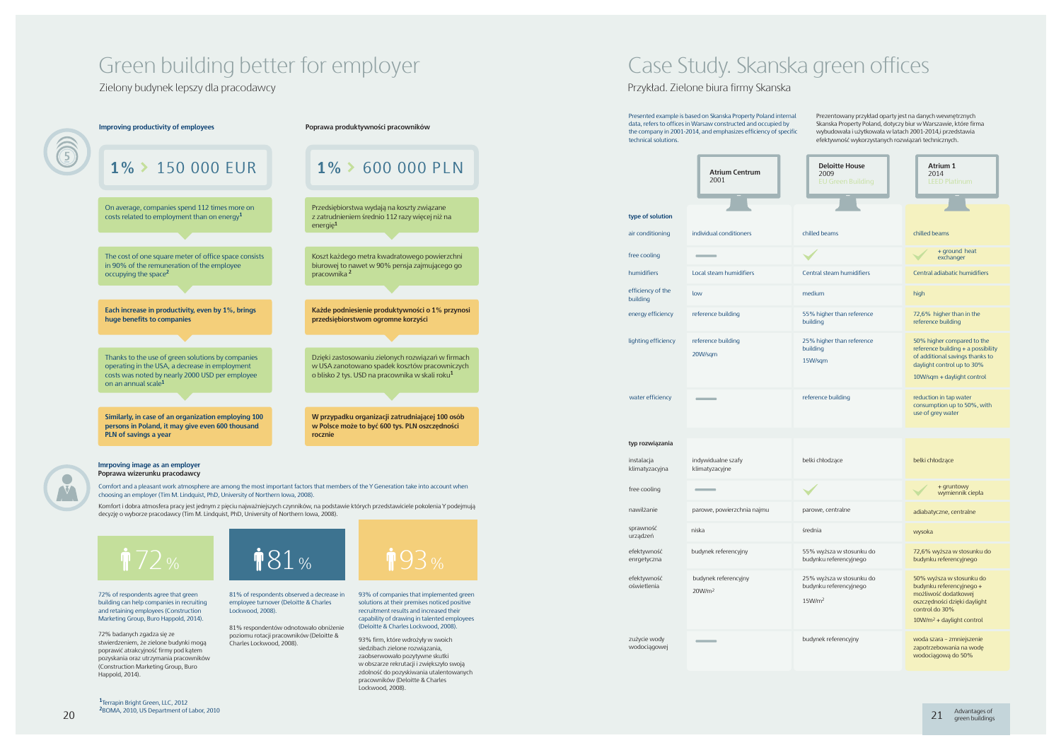# Green building better for employer

Zielony budynek lepszy dla pracodawcy

### Improving productivity of employees

**1% > 150 000 EUR**

On average, companies spend 112 times more on costs related to employment than on energy[1]

The cost of one square meter of office space consists in 90% of the remuneration of the employee occupying the space[2]

**Each increase in productivity, even by 1%, brings huge benefits to companies**

Thanks to the use of green solutions by companies operating in the USA, a decrease in employment costs was noted by nearly 2000 USD per employee on an annual scale[1]

**Similarly, in case of an organization employing 100 persons in Poland, it may give even 600 thousand PLN of savings a year**

### Poprawa produktywności pracowników

**1% > 600 000 PLN**

Przedsiębiorstwa wydają na koszty związane z zatrudnieniem średnio 112 razy więcej niż na energię[1]

Koszt każdego metra kwadratowego powierzchni biurowej to nawet w 90% pensja zajmującego go pracownika[2]

**Każde podniesienie produktywności o 1% przynosi przedsiębiorstwom ogromne korzyści**

Dzięki zastosowaniu zielonych rozwiązań w firmach w USA zanotowano spadek kosztów pracowniczych o blisko 2 tys. USD na pracownika w skali roku[1]

**W przypadku organizacji zatrudniającej 100 osób w Polsce może to być 600 tys. PLN oszczędności rocznie**

### Imrpoving image as an employer
### Poprawa wizerunku pracodawcy

Comfort and a pleasant work atmosphere are among the most important factors that members of the Y Generation take into account when choosing an employer (Tim M. Lindquist, PhD, University of Northern Iowa, 2008).

Komfort i dobra atmosfera pracy jest jednym z pięciu najważniejszych czynników, na podstawie których przedstawiciele pokolenia Y podejmują decyzję o wyborze pracodawcy (Tim M. Lindquist, PhD, University of Northern Iowa, 2008).

**72%**

72% of respondents agree that green building can help companies in recruiting and retaining employees (Construction Marketing Group, Buro Happold, 2014).

72% badanych zgadza się ze stwierdzeniem, że zielone budynki mogą poprawić atrakcyjność firmy pod kątem pozyskania oraz utrzymania pracowników (Construction Marketing Group, Buro Happold, 2014).

**81%**

81% of respondents observed a decrease in employee turnover (Deloitte & Charles Lockwood, 2008).

81% respondentów odnotowało obniżenie poziomu rotacji pracowników (Deloitte & Charles Lockwood, 2008).

**93%**

93% of companies that implemented green solutions at their premises noticed positive recruitment results and increased their capability of drawing in talented employees (Deloitte & Charles Lockwood, 2008).

93% firm, które wdrożyły w swoich siedzibach zielone rozwiązania, zaobserwowało pozytywne skutki w obszarze rekrutacji i zwiększyło swoją zdolność do pozyskiwania utalentowanych pracowników (Deloitte & Charles Lockwood, 2008).

[1] Terrapin Bright Green, LLC, 2012
[2] BOMA, 2010, US Department of Labor, 2010

# Case Study. Skanska green offices

Przykład. Zielone biura firmy Skanska

Presented example is based on Skanska Property Poland internal data, refers to offices in Warsaw constructed and occupied by the company in 2001-2014, and emphasizes efficiency of specific technical solutions.

Prezentowany przykład oparty jest na danych wewnętrznych Skanska Property Poland, dotyczy biur w Warszawie, które firma wybudowała i użytkowała w latach 2001-2014,i przedstawia efektywność wykorzystanych rozwiązań technicznych.

| type of solution | Atrium Centrum 2001 | Deloitte House 2009 EU Green Building | Atrium 1 2014 LEED Platinum |
|---|---|---|---|
| air conditioning | individual conditioners | chilled beams | chilled beams |
| free cooling | — | ✓ | ✓ + ground heat exchanger |
| humidifiers | Local steam humidifiers | Central steam humidifiers | Central adiabatic humidifiers |
| efficiency of the building | low | medium | high |
| energy efficiency | reference building | 55% higher than reference building | 72,6% higher than in the reference building |
| lighting efficiency | reference building 20W/sqm | 25% higher than reference building 15W/sqm | 50% higher compared to the reference building + a possibility of additional savings thanks to daylight control up to 30% 10W/sqm + daylight control |
| water efficiency | — | reference building | reduction in tap water consumption up to 50%, with use of grey water |

| typ rozwiązania | Atrium Centrum 2001 | Deloitte House 2009 EU Green Building | Atrium 1 2014 LEED Platinum |
|---|---|---|---|
| instalacja klimatyzacyjna | indywidualne szafy klimatyzacyjne | belki chłodzące | belki chłodzące |
| free cooling | — | ✓ | ✓ + gruntowy wymiennik ciepła |
| nawilżanie | parowe, powierzchnia najmu | parowe, centralne | adiabatyczne, centralne |
| sprawność urządzeń | niska | średnia | wysoka |
| efektywność enrgetyczna | budynek referencyjny | 55% wyższa w stosunku do budynku referencyjnego | 72,6% wyższa w stosunku do budynku referencyjnego |
| efektywność oświetlenia | budynek referencyjny $20W/m^2$ | 25% wyższa w stosunku do budynku referencyjnego $15W/m^2$ | 50% wyższa w stosunku do budynku referencyjnego + możliwość dodatkowej oszczędności dzięki daylight control do 30% $10W/m^2$ + daylight control |
| zużycie wody wodociągowej | — | budynek referencyjny | woda szara – zmniejszenie zapotrzebowania na wodę wodociągową do 50% |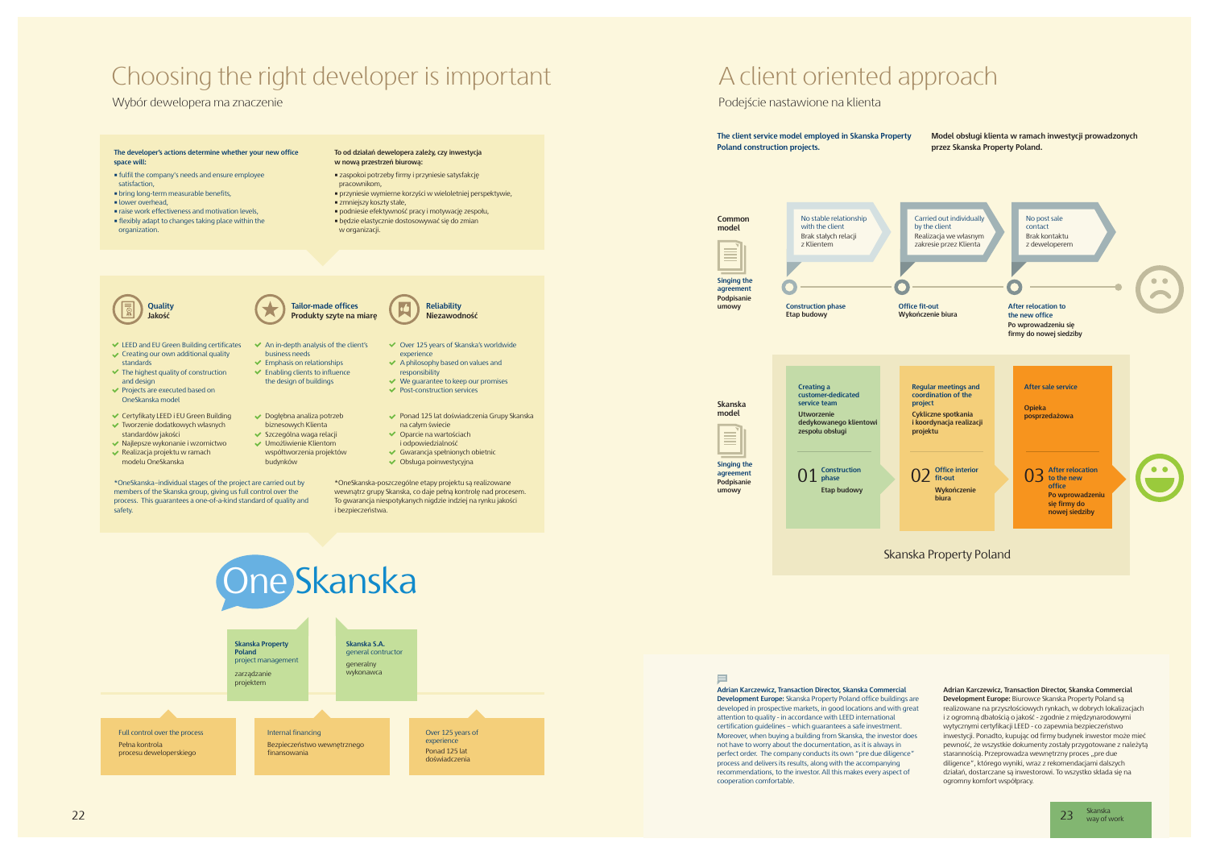# Choosing the right developer is important

Wybór dewelopera ma znaczenie

**The developer's actions determine whether your new office space will:**

- fulfil the company's needs and ensure employee satisfaction,
- bring long-term measurable benefits,
- lower overhead,
- raise work effectiveness and motivation levels,
- flexibly adapt to changes taking place within the organization.

**To od działań dewelopera zależy, czy inwestycja w nową przestrzeń biurową:**

- zaspokoi potrzeby firmy i przyniesie satysfakcję pracownikom,
- przyniesie wymierne korzyści w wieloletniej perspektywie,
- zmniejszy koszty stałe,
- podniesie efektywność pracy i motywację zespołu,
- będzie elastycznie dostosowywać się do zmian w organizacji.

### Quality / Jakość

- LEED and EU Green Building certificates
- Creating our own additional quality standards
- The highest quality of construction and design
- Projects are executed based on OneSkanska model

- Certyfikaty LEED i EU Green Building
- Tworzenie dodatkowych własnych standardów jakości
- Najlepsze wykonanie i wzornictwo
- Realizacja projektu w ramach modelu OneSkanska

### Tailor-made offices / Produkty szyte na miarę

- An in-depth analysis of the client's business needs
- Emphasis on relationships
- Enabling clients to influence the design of buildings

- Dogłębna analiza potrzeb biznesowych Klienta
- Szczególna waga relacji
- Umożliwienie Klientom współtworzenia projektów budynków

### Reliability / Niezawodność

- Over 125 years of Skanska's worldwide experience
- A philosophy based on values and responsibility
- We guarantee to keep our promises
- Post-construction services

- Ponad 125 lat doświadczenia Grupy Skanska na całym świecie
- Oparcie na wartościach i odpowiedzialność
- Gwarancja spełnionych obietnic
- Obsługa poinwestycyjna

*OneSkanska–individual stages of the project are carried out by members of the Skanska group, giving us full control over the process. This guarantees a one-of-a-kind standard of quality and safety.

*OneSkanska–poszczególne etapy projektu są realizowane wewnątrz grupy Skanska, co daje pełną kontrolę nad procesem. To gwarancja niespotykanych nigdzie indziej na rynku jakości i bezpieczeństwa.

## OneSkanska

**Skanska Property Poland**
project management
zarządzanie projektem

**Skanska S.A.**
general contractor
generalny wykonawca

- Full control over the process / Pełna kontrola procesu deweloperskiego
- Internal financing / Bezpieczeństwo wewnętrznego finansowania
- Over 125 years of experience / Ponad 125 lat doświadczenia

# A client oriented approach

Podejście nastawione na klienta

**The client service model employed in Skanska Property Poland construction projects.**

**Model obsługi klienta w ramach inwestycji prowadzonych przez Skanska Property Poland.**

### Common model

Singing the agreement / Podpisanie umowy

- **Construction phase / Etap budowy**: No stable relationship with the client / Brak stałych relacji z Klientem
- **Office fit-out / Wykończenie biura**: Carried out individually by the client / Realizacja we własnym zakresie przez Klienta
- **After relocation to the new office / Po wprowadzeniu się firmy do nowej siedziby**: No post sale contact / Brak kontaktu z deweloperem

### Skanska model

Singing the agreement / Podpisanie umowy

- **01 Construction phase / Etap budowy**: Creating a customer-dedicated service team / Utworzenie dedykowanego klientowi zespołu obsługi
- **02 Office interior fit-out / Wykończenie biura**: Regular meetings and coordination of the project / Cykliczne spotkania i koordynacja realizacji projektu
- **03 After relocation to the new office / Po wprowadzeniu się firmy do nowej siedziby**: After sale service / Opieka posprzedażowa

Skanska Property Poland

**Adrian Karczewicz, Transaction Director, Skanska Commercial Development Europe:** Skanska Property Poland office buildings are developed in prospective markets, in good locations and with great attention to quality - in accordance with LEED international certification guidelines - which guarantees a safe investment. Moreover, when buying a building from Skanska, the investor does not have to worry about the documentation, as it is always in perfect order. The company conducts its own "pre due diligence" process and delivers its results, along with the accompanying recommendations, to the investor. All this makes every aspect of cooperation comfortable.

**Adrian Karczewicz, Transaction Director, Skanska Commercial Development Europe:** Biurowce Skanska Property Poland są realizowane na przyszłościowych rynkach, w dobrych lokalizacjach i z ogromną dbałością o jakość - zgodnie z międzynarodowymi wytycznymi certyfikacji LEED - co zapewnia bezpieczeństwo inwestycji. Ponadto, kupując od firmy budynek inwestor może mieć pewność, że wszystkie dokumenty zostały przygotowane z należytą starannością. Przeprowadza wewnętrzny proces „pre due diligence", którego wyniki, wraz z rekomendacjami dalszych działań, dostarczane są inwestorowi. To wszystko składa się na ogromny komfort współpracy.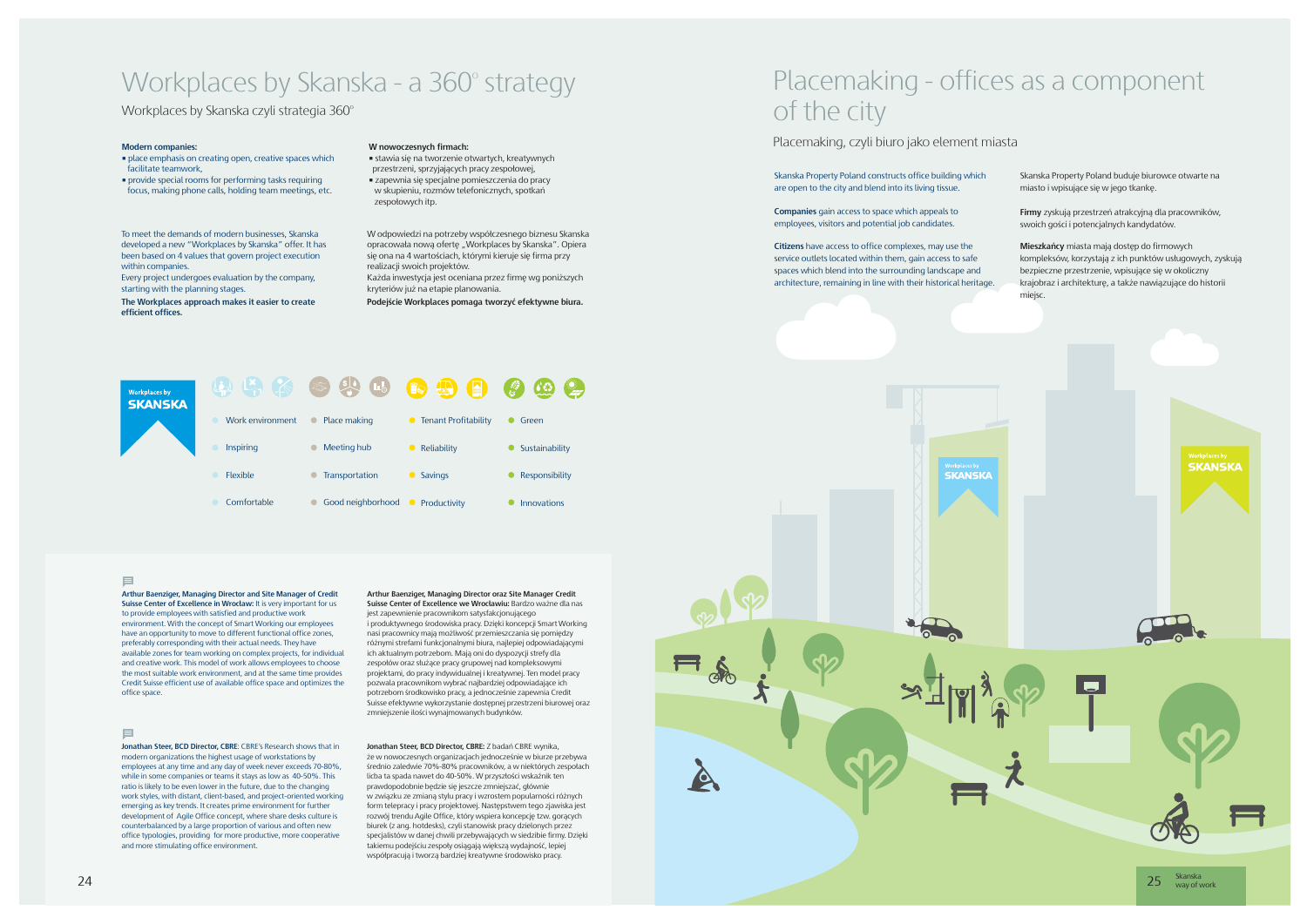# Workplaces by Skanska - a 360° strategy

Workplaces by Skanska czyli strategia 360°

**Modern companies:**

- place emphasis on creating open, creative spaces which facilitate teamwork,
- provide special rooms for performing tasks requiring focus, making phone calls, holding team meetings, etc.

**W nowoczesnych firmach:**

- stawia się na tworzenie otwartych, kreatywnych przestrzeni, sprzyjających pracy zespołowej,
- zapewnia się specjalne pomieszczenia do pracy w skupieniu, rozmów telefonicznych, spotkań zespołowych itp.

To meet the demands of modern businesses, Skanska developed a new "Workplaces by Skanska" offer. It has been based on 4 values that govern project execution within companies.
Every project undergoes evaluation by the company, starting with the planning stages.

**The Workplaces approach makes it easier to create efficient offices.**

W odpowiedzi na potrzeby współczesnego biznesu Skanska opracowała nową ofertę „Workplaces by Skanska". Opiera się ona na 4 wartościach, którymi kieruje się firma przy realizacji swoich projektów.
Każda inwestycja jest oceniana przez firmę wg poniższych kryteriów już na etapie planowania.

**Podejście Workplaces pomaga tworzyć efektywne biura.**

Workplaces by SKANSKA

| Work environment | Place making | Tenant Profitability | Green |
|---|---|---|---|
| Inspiring | Meeting hub | Reliability | Sustainability |
| Flexible | Transportation | Savings | Responsibility |
| Comfortable | Good neighborhood | Productivity | Innovations |

**Arthur Baenziger, Managing Director and Site Manager of Credit Suisse Center of Excellence in Wrocław:** It is very important for us to provide employees with satisfied and productive work environment. With the concept of Smart Working our employees have an opportunity to move to different functional office zones, preferably corresponding with their actual needs. They have available zones for team working on complex projects, for individual and creative work. This model of work allows employees to choose the most suitable work environment, and at the same time provides Credit Suisse efficient use of available office space and optimizes the office space.

**Arthur Baenziger, Managing Director oraz Site Manager Credit Suisse Center of Excellence we Wrocławiu:** Bardzo ważne dla nas jest zapewnienie pracownikom satysfakcjonującego i produktywnego środowiska pracy. Dzięki koncepcji Smart Working nasi pracownicy mają możliwość przemieszczania się pomiędzy różnymi strefami funkcjonalnymi biura, najlepiej odpowiadającymi ich aktualnym potrzebom. Mają oni do dyspozycji strefy dla zespołów oraz służące pracy grupowej nad kompleksowymi projektami, do pracy indywidualnej i kreatywnej. Ten model pracy pozwala pracownikom wybrać najbardziej odpowiadające ich potrzebom środowisko pracy, a jednocześnie zapewnia Credit Suisse efektywne wykorzystanie dostępnej przestrzeni biurowej oraz zmniejszenie ilości wynajmowanych budynków.

**Jonathan Steer, BCD Director, CBRE**: CBRE's Research shows that in modern organizations the highest usage of workstations by employees at any time and any day of week never exceeds 70-80%, while in some companies or teams it stays as low as 40-50%. This ratio is likely to be even lower in the future, due to the changing work styles, with distant, client-based, and project-oriented working emerging as key trends. It creates prime environment for further development of Agile Office concept, where share desks culture is counterbalanced by a large proportion of various and often new office typologies, providing for more productive, more cooperative and more stimulating office environment.

**Jonathan Steer, BCD Director, CBRE:** Z badań CBRE wynika, że w nowoczesnych organizacjach jednocześnie w biurze przebywa średnio zaledwie 70%-80% pracowników, a w niektórych zespołach liczba ta spada nawet do 40-50%. W przyszłości wskaźnik ten prawdopodobnie będzie się jeszcze zmniejszać, głównie w związku ze zmianą stylu pracy i wzrostem popularności różnych form telepracy i pracy projektowej. Następstwem tego zjawiska jest rozwój trendu Agile Office, który wspiera koncepcję tzw. gorących biurek (z ang. hotdesks), czyli stanowisk pracy dzielonych przez specjalistów w danej chwili przebywających w siedzibie firmy. Dzięki takiemu podejściu zespoły osiągają większą wydajność, lepiej współpracują i tworzą bardziej kreatywne środowisko pracy.

# Placemaking - offices as a component of the city

Placemaking, czyli biuro jako element miasta

Skanska Property Poland constructs office building which are open to the city and blend into its living tissue.

**Companies** gain access to space which appeals to employees, visitors and potential job candidates.

**Citizens** have access to office complexes, may use the service outlets located within them, gain access to safe spaces which blend into the surrounding landscape and architecture, remaining in line with their historical heritage.

Skanska Property Poland buduje biurowce otwarte na miasto i wpisujące się w jego tkankę.

**Firmy** zyskują przestrzeń atrakcyjną dla pracowników, swoich gości i potencjalnych kandydatów.

**Mieszkańcy** miasta mają dostęp do firmowych kompleksów, korzystają z ich punktów usługowych, zyskują bezpieczne przestrzenie, wpisujące się w okoliczny krajobraz i architekturę, a także nawiązujące do historii miejsc.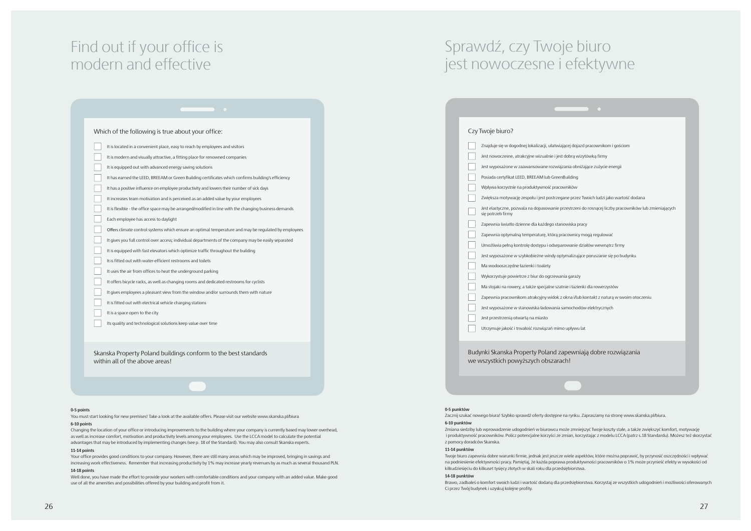# Find out if your office is modern and effective

Which of the following is true about your office:

- [ ] It is located in a convenient place, easy to reach by employees and visitors
- [ ] It is modern and visually attractive, a fitting place for renowned companies
- [ ] It is equipped out with advanced energy saving solutions
- [ ] It has earned the LEED, BREEAM or Green Building certificates which confirms building's efficiency
- [ ] It has a positive influence on employee productivity and lowers their number of sick days
- [ ] It increases team motivation and is perceived as an added value by your employees
- [ ] It is flexible - the office space may be arranged/modified in line with the changing business demands
- [ ] Each employee has access to daylight
- [ ] Offers climate control systems which ensure an optimal temperature and may be regulated by employees
- [ ] It gives you full control over access; individual departments of the company may be easily separated
- [ ] It is equipped with fast elevators which optimize traffic throughout the building
- [ ] It is fitted out with water-efficient restrooms and toilets
- [ ] It uses the air from offices to heat the underground parking
- [ ] It offers bicycle racks, as well as changing rooms and dedicated restrooms for cyclists
- [ ] It gives employees a pleasant view from the window and/or surrounds them with nature
- [ ] It is fitted out with electrical vehicle charging stations
- [ ] It is a space open to the city
- [ ] Its quality and technological solutions keep value over time

Skanska Property Poland buildings conform to the best standards within all of the above areas!

**0-5 points**
You must start looking for new premises! Take a look at the available offers. Please visit our website www.skanska.pl/biura

**6-10 points**
Changing the location of your office or introducing improvements to the building where your company is currently based may lower overhead, as well as increase comfort, motivation and productivity levels among your employees. Use the LCCA model to calculate the potential advantages that may be introduced by implementing changes (see p. 18 of the Standard). You may also consult Skanska experts.

**11-14 points**
Your office provides good conditions to your company. However, there are still many areas which may be improved, bringing in savings and increasing work effectiveness. Remember that increasing productivity by 1% may increase yearly revenues by as much as several thousand PLN.

**14-18 points**
Well done, you have made the effort to provide your workers with comfortable conditions and your company with an added value. Make good use of all the amenities and possibilities offered by your building and profit from it.

# Sprawdź, czy Twoje biuro jest nowoczesne i efektywne

Czy Twoje biuro?

- [ ] Znajduje się w dogodnej lokalizacji, ułatwiającej dojazd pracownikom i gościom
- [ ] Jest nowoczesne, atrakcyjne wizualnie i jest dobrą wizytówką firmy
- [ ] Jest wyposażone w zaawansowane rozwiązania obniżające zużycie energii
- [ ] Posiada certyfikat LEED, BREEAM lub GreenBuilding
- [ ] Wpływa korzystnie na produktywność pracowników
- [ ] Zwiększa motywację zespołu i jest postrzegane przez Twoich ludzi jako wartość dodana
- [ ] Jest elastyczne, pozwala na dopasowanie przestrzeni do rosnącej liczby pracowników lub zmieniających się potrzeb firmy
- [ ] Zapewnia światło dzienne dla każdego stanowiska pracy
- [ ] Zapewnia optymalną temperaturę, którą pracownicy mogą regulować
- [ ] Umożliwia pełną kontrolę dostępu i odseparowanie działów wewnątrz firmy
- [ ] Jest wyposażone w szybkobieżne windy optymalizujące poruszanie się po budynku
- [ ] Ma wodooszczędne łazienki i toalety
- [ ] Wykorzystuje powietrze z biur do ogrzewania garaży
- [ ] Ma stojaki na rowery, a także specjalne szatnie i łazienki dla rowerzystów
- [ ] Zapewnia pracownikom atrakcyjny widok z okna i/lub kontakt z naturą w swoim otoczeniu
- [ ] Jest wyposażone w stanowiska ładowania samochodów elektrycznych
- [ ] Jest przestrzenią otwartą na miasto
- [ ] Utrzymuje jakość i trwałość rozwiązań mimo upływu lat

Budynki Skanska Property Poland zapewniają dobre rozwiązania we wszystkich powyższych obszarach!

**0-5 punktów**
Zacznij szukać nowego biura! Szybko sprawdź oferty dostępne na rynku. Zapraszamy na stronę www.skanska.pl/biura.

**6-10 punktów**
Zmiana siedziby lub wprowadzenie udogodnień w biurowcu może zmniejszyć Twoje koszty stałe, a także zwiększyć komfort, motywację i produktywność pracowników. Policz potencjalne korzyści ze zmian, korzystając z modelu LCCA (patrz s.18 Standardu). Możesz też skorzystać z pomocy doradców Skanska.

**11-14 punktów**
Twoje biuro zapewnia dobre warunki firmie, jednak jest jeszcze wiele aspektów, które można poprawić, by przynosić oszczędności i wpływać na podniesienie efektywności pracy. Pamiętaj, że każda poprawa produktywności pracowników o 1% może przynieść efekty w wysokości od kilkudziesięciu do kilkuset tysięcy złotych w skali roku dla przedsiębiorstwa.

**14-18 punktów**
Brawo, zadbałeś o komfort swoich ludzi i wartość dodaną dla przedsiębiorstwa. Korzystaj ze wszystkich udogodnień i możliwości oferowanych Ci przez Twój budynek i uzyskuj kolejne profity.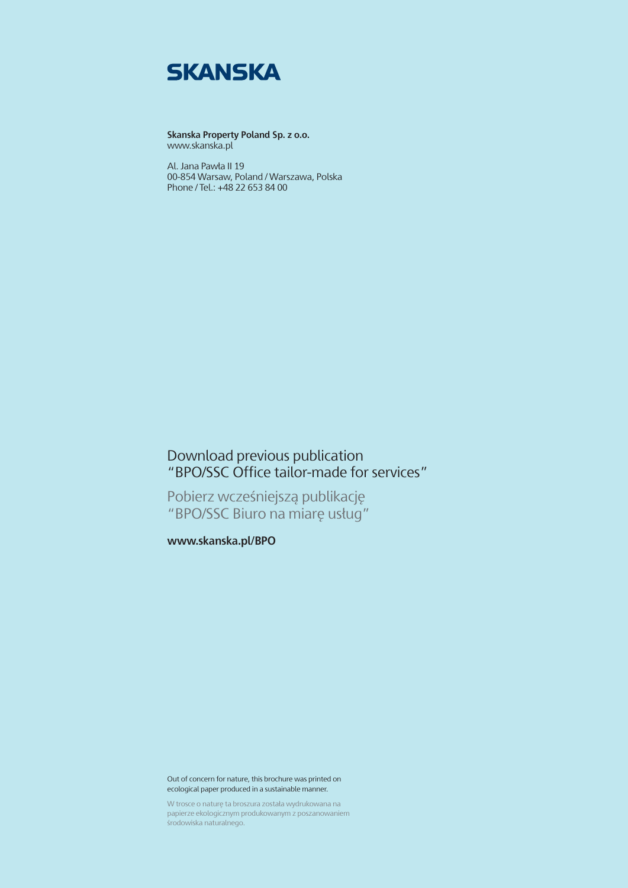**SKANSKA**

**Skanska Property Poland Sp. z o.o.**
www.skanska.pl

Al. Jana Pawła II 19
00-854 Warsaw, Poland / Warszawa, Polska
Phone / Tel.: +48 22 653 84 00

Download previous publication
"BPO/SSC Office tailor-made for services"

Pobierz wcześniejszą publikację
"BPO/SSC Biuro na miarę usług"

**www.skanska.pl/BPO**

Out of concern for nature, this brochure was printed on ecological paper produced in a sustainable manner.

W trosce o naturę ta broszura została wydrukowana na papierze ekologicznym produkowanym z poszanowaniem środowiska naturalnego.